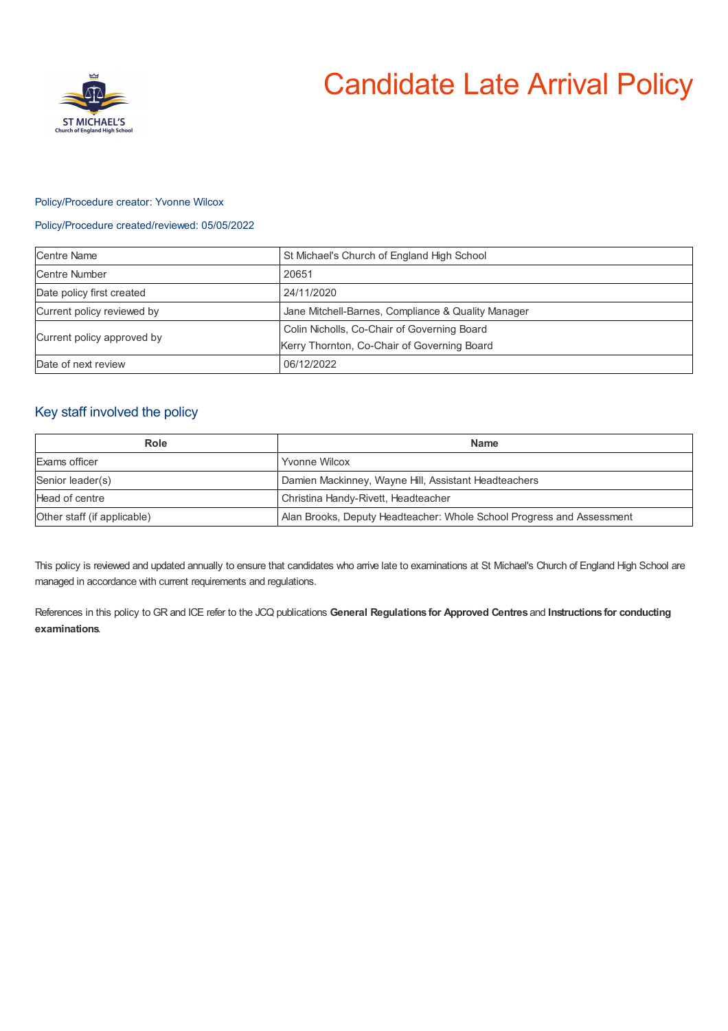# Candidate Late Arrival Policy

Policy/Procedure creator: Yvonne Wilcox

Policy/Procedure created/reviewed: 05/05/2022

| | |
|---|---|
| Centre Name | St Michael's Church of England High School |
| Centre Number | 20651 |
| Date policy first created | 24/11/2020 |
| Current policy reviewed by | Jane Mitchell-Barnes, Compliance & Quality Manager |
| Current policy approved by | Colin Nicholls, Co-Chair of Governing Board<br>Kerry Thornton, Co-Chair of Governing Board |
| Date of next review | 06/12/2022 |

## Key staff involved the policy

| Role | Name |
|---|---|
| Exams officer | Yvonne Wilcox |
| Senior leader(s) | Damien Mackinney, Wayne Hill, Assistant Headteachers |
| Head of centre | Christina Handy-Rivett, Headteacher |
| Other staff (if applicable) | Alan Brooks, Deputy Headteacher: Whole School Progress and Assessment |

This policy is reviewed and updated annually to ensure that candidates who arrive late to examinations at St Michael's Church of England High School are managed in accordance with current requirements and regulations.

References in this policy to GR and ICE refer to the JCQ publications **General Regulations for Approved Centres** and **Instructions for conducting examinations**.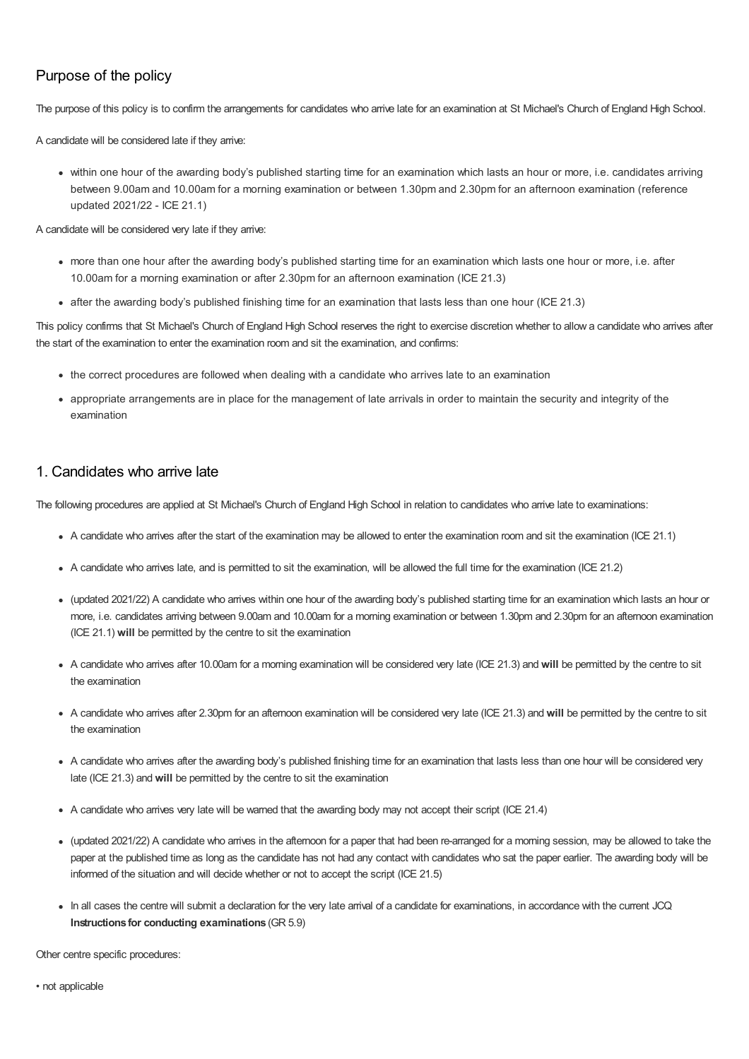## Purpose of the policy

The purpose of this policy is to confirm the arrangements for candidates who arrive late for an examination at St Michael's Church of England High School.

A candidate will be considered late if they arrive:

- within one hour of the awarding body's published starting time for an examination which lasts an hour or more, i.e. candidates arriving between 9.00am and 10.00am for a morning examination or between 1.30pm and 2.30pm for an afternoon examination (reference updated 2021/22 - ICE 21.1)

A candidate will be considered very late if they arrive:

- more than one hour after the awarding body's published starting time for an examination which lasts one hour or more, i.e. after 10.00am for a morning examination or after 2.30pm for an afternoon examination (ICE 21.3)
- after the awarding body's published finishing time for an examination that lasts less than one hour (ICE 21.3)

This policy confirms that St Michael's Church of England High School reserves the right to exercise discretion whether to allow a candidate who arrives after the start of the examination to enter the examination room and sit the examination, and confirms:

- the correct procedures are followed when dealing with a candidate who arrives late to an examination
- appropriate arrangements are in place for the management of late arrivals in order to maintain the security and integrity of the examination

## 1. Candidates who arrive late

The following procedures are applied at St Michael's Church of England High School in relation to candidates who arrive late to examinations:

- A candidate who arrives after the start of the examination may be allowed to enter the examination room and sit the examination (ICE 21.1)
- A candidate who arrives late, and is permitted to sit the examination, will be allowed the full time for the examination (ICE 21.2)
- (updated 2021/22) A candidate who arrives within one hour of the awarding body's published starting time for an examination which lasts an hour or more, i.e. candidates arriving between 9.00am and 10.00am for a morning examination or between 1.30pm and 2.30pm for an afternoon examination (ICE 21.1) **will** be permitted by the centre to sit the examination
- A candidate who arrives after 10.00am for a morning examination will be considered very late (ICE 21.3) and **will** be permitted by the centre to sit the examination
- A candidate who arrives after 2.30pm for an afternoon examination will be considered very late (ICE 21.3) and **will** be permitted by the centre to sit the examination
- A candidate who arrives after the awarding body's published finishing time for an examination that lasts less than one hour will be considered very late (ICE 21.3) and **will** be permitted by the centre to sit the examination
- A candidate who arrives very late will be warned that the awarding body may not accept their script (ICE 21.4)
- (updated 2021/22) A candidate who arrives in the afternoon for a paper that had been re-arranged for a morning session, may be allowed to take the paper at the published time as long as the candidate has not had any contact with candidates who sat the paper earlier. The awarding body will be informed of the situation and will decide whether or not to accept the script (ICE 21.5)
- In all cases the centre will submit a declaration for the very late arrival of a candidate for examinations, in accordance with the current JCQ **Instructions for conducting examinations** (GR 5.9)

Other centre specific procedures:

• not applicable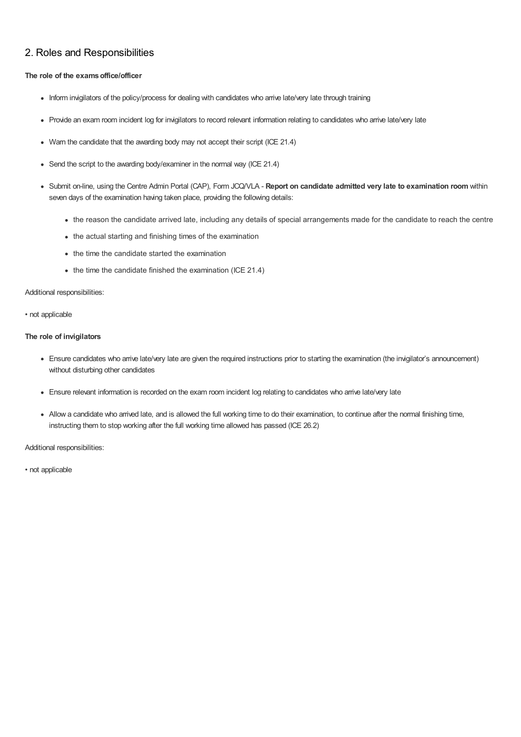## 2. Roles and Responsibilities

**The role of the exams office/officer**

- Inform invigilators of the policy/process for dealing with candidates who arrive late/very late through training
- Provide an exam room incident log for invigilators to record relevant information relating to candidates who arrive late/very late
- Warn the candidate that the awarding body may not accept their script (ICE 21.4)
- Send the script to the awarding body/examiner in the normal way (ICE 21.4)
- Submit on-line, using the Centre Admin Portal (CAP), Form JCQ/VLA - **Report on candidate admitted very late to examination room** within seven days of the examination having taken place, providing the following details:
    - the reason the candidate arrived late, including any details of special arrangements made for the candidate to reach the centre
    - the actual starting and finishing times of the examination
    - the time the candidate started the examination
    - the time the candidate finished the examination (ICE 21.4)

Additional responsibilities:

• not applicable

**The role of invigilators**

- Ensure candidates who arrive late/very late are given the required instructions prior to starting the examination (the invigilator's announcement) without disturbing other candidates
- Ensure relevant information is recorded on the exam room incident log relating to candidates who arrive late/very late
- Allow a candidate who arrived late, and is allowed the full working time to do their examination, to continue after the normal finishing time, instructing them to stop working after the full working time allowed has passed (ICE 26.2)

Additional responsibilities:

• not applicable